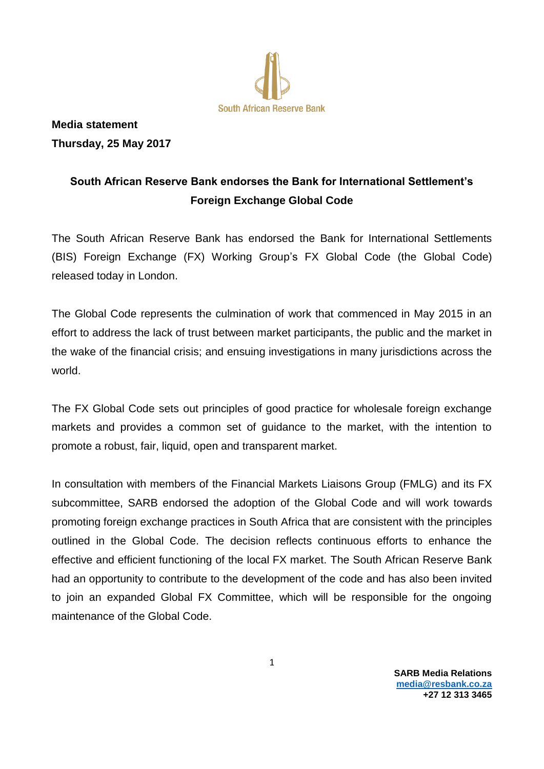South African Reserve Bank

**Media statement**
**Thursday, 25 May 2017**

## South African Reserve Bank endorses the Bank for International Settlement's Foreign Exchange Global Code

The South African Reserve Bank has endorsed the Bank for International Settlements (BIS) Foreign Exchange (FX) Working Group's FX Global Code (the Global Code) released today in London.

The Global Code represents the culmination of work that commenced in May 2015 in an effort to address the lack of trust between market participants, the public and the market in the wake of the financial crisis; and ensuing investigations in many jurisdictions across the world.

The FX Global Code sets out principles of good practice for wholesale foreign exchange markets and provides a common set of guidance to the market, with the intention to promote a robust, fair, liquid, open and transparent market.

In consultation with members of the Financial Markets Liaisons Group (FMLG) and its FX subcommittee, SARB endorsed the adoption of the Global Code and will work towards promoting foreign exchange practices in South Africa that are consistent with the principles outlined in the Global Code. The decision reflects continuous efforts to enhance the effective and efficient functioning of the local FX market. The South African Reserve Bank had an opportunity to contribute to the development of the code and has also been invited to join an expanded Global FX Committee, which will be responsible for the ongoing maintenance of the Global Code.

**SARB Media Relations**
**media@resbank.co.za**
**+27 12 313 3465**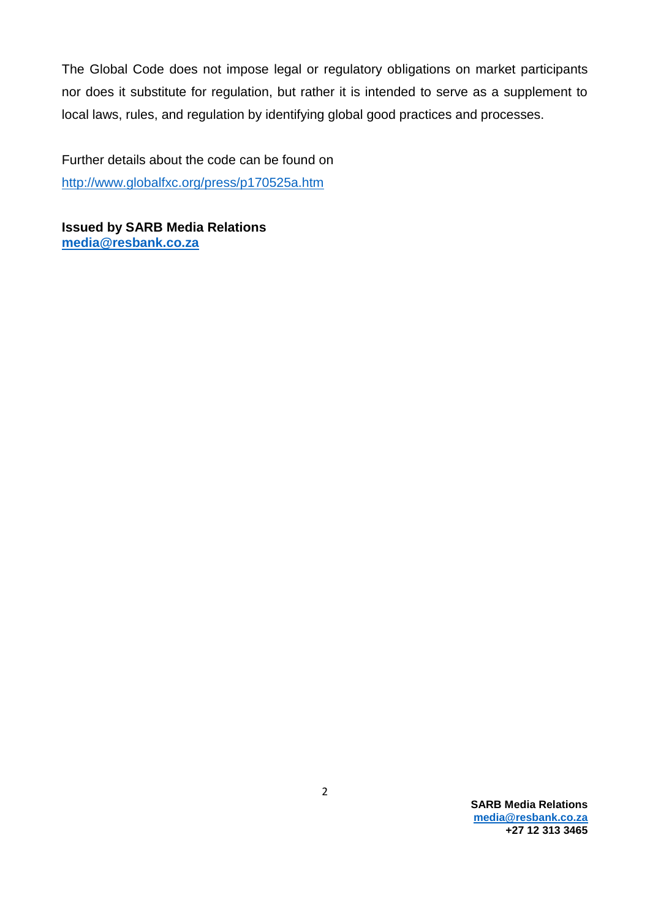The Global Code does not impose legal or regulatory obligations on market participants nor does it substitute for regulation, but rather it is intended to serve as a supplement to local laws, rules, and regulation by identifying global good practices and processes.

Further details about the code can be found on http://www.globalfxc.org/press/p170525a.htm

**Issued by SARB Media Relations**
**media@resbank.co.za**